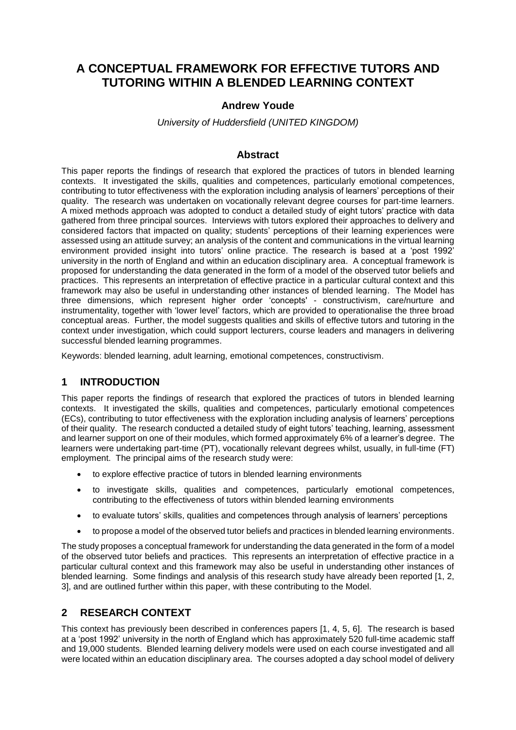# A CONCEPTUAL FRAMEWORK FOR EFFECTIVE TUTORS AND TUTORING WITHIN A BLENDED LEARNING CONTEXT

**Andrew Youde**

*University of Huddersfield (UNITED KINGDOM)*

## Abstract

This paper reports the findings of research that explored the practices of tutors in blended learning contexts. It investigated the skills, qualities and competences, particularly emotional competences, contributing to tutor effectiveness with the exploration including analysis of learners' perceptions of their quality. The research was undertaken on vocationally relevant degree courses for part-time learners. A mixed methods approach was adopted to conduct a detailed study of eight tutors' practice with data gathered from three principal sources. Interviews with tutors explored their approaches to delivery and considered factors that impacted on quality; students' perceptions of their learning experiences were assessed using an attitude survey; an analysis of the content and communications in the virtual learning environment provided insight into tutors' online practice. The research is based at a 'post 1992' university in the north of England and within an education disciplinary area. A conceptual framework is proposed for understanding the data generated in the form of a model of the observed tutor beliefs and practices. This represents an interpretation of effective practice in a particular cultural context and this framework may also be useful in understanding other instances of blended learning. The Model has three dimensions, which represent higher order 'concepts' - constructivism, care/nurture and instrumentality, together with 'lower level' factors, which are provided to operationalise the three broad conceptual areas. Further, the model suggests qualities and skills of effective tutors and tutoring in the context under investigation, which could support lecturers, course leaders and managers in delivering successful blended learning programmes.

Keywords: blended learning, adult learning, emotional competences, constructivism.

## 1 INTRODUCTION

This paper reports the findings of research that explored the practices of tutors in blended learning contexts. It investigated the skills, qualities and competences, particularly emotional competences (ECs), contributing to tutor effectiveness with the exploration including analysis of learners' perceptions of their quality. The research conducted a detailed study of eight tutors' teaching, learning, assessment and learner support on one of their modules, which formed approximately 6% of a learner's degree. The learners were undertaking part-time (PT), vocationally relevant degrees whilst, usually, in full-time (FT) employment. The principal aims of the research study were:

- to explore effective practice of tutors in blended learning environments
- to investigate skills, qualities and competences, particularly emotional competences, contributing to the effectiveness of tutors within blended learning environments
- to evaluate tutors' skills, qualities and competences through analysis of learners' perceptions
- to propose a model of the observed tutor beliefs and practices in blended learning environments.

The study proposes a conceptual framework for understanding the data generated in the form of a model of the observed tutor beliefs and practices. This represents an interpretation of effective practice in a particular cultural context and this framework may also be useful in understanding other instances of blended learning. Some findings and analysis of this research study have already been reported [1, 2, 3], and are outlined further within this paper, with these contributing to the Model.

## 2 RESEARCH CONTEXT

This context has previously been described in conferences papers [1, 4, 5, 6]. The research is based at a 'post 1992' university in the north of England which has approximately 520 full-time academic staff and 19,000 students. Blended learning delivery models were used on each course investigated and all were located within an education disciplinary area. The courses adopted a day school model of delivery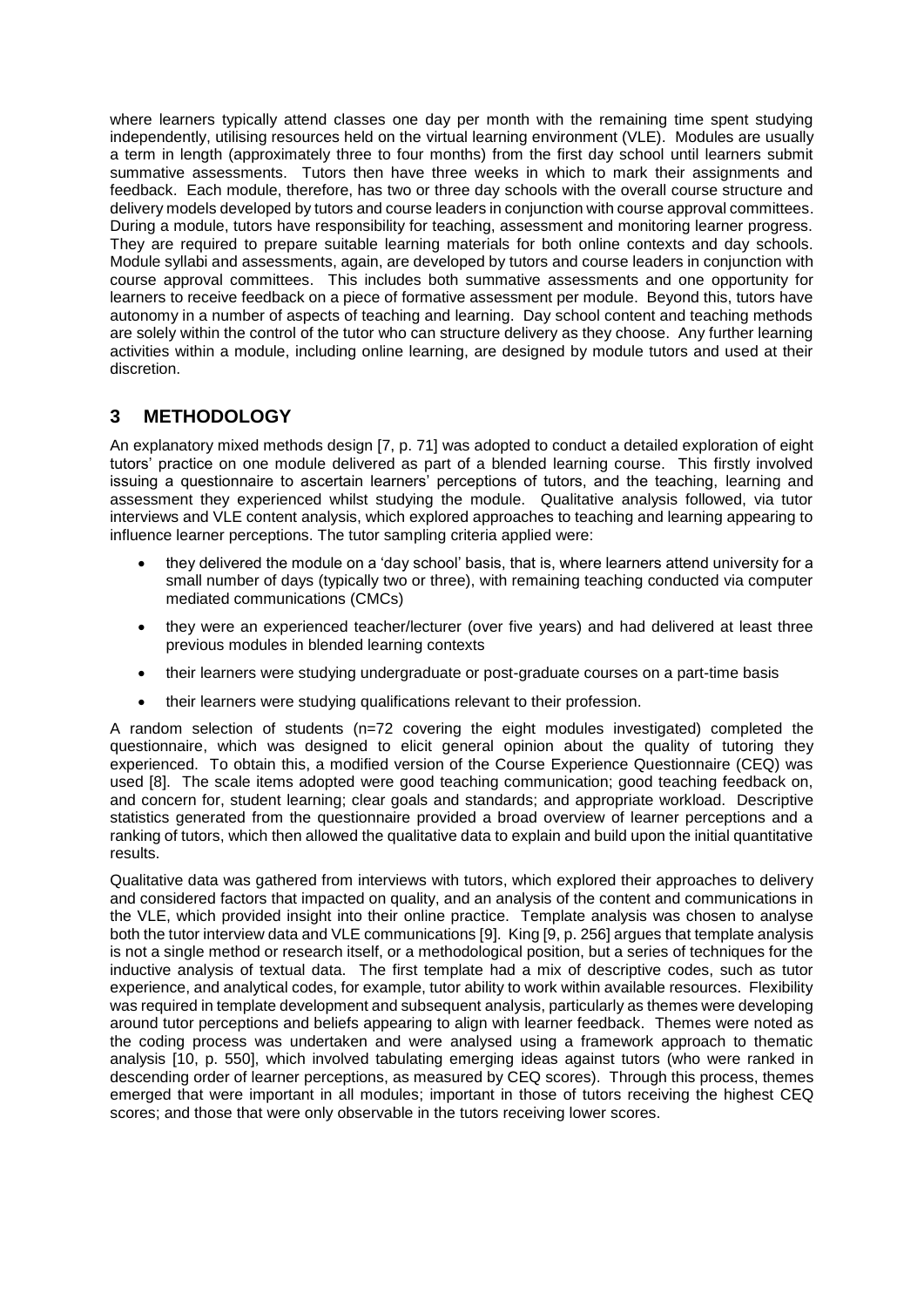where learners typically attend classes one day per month with the remaining time spent studying independently, utilising resources held on the virtual learning environment (VLE). Modules are usually a term in length (approximately three to four months) from the first day school until learners submit summative assessments. Tutors then have three weeks in which to mark their assignments and feedback. Each module, therefore, has two or three day schools with the overall course structure and delivery models developed by tutors and course leaders in conjunction with course approval committees. During a module, tutors have responsibility for teaching, assessment and monitoring learner progress. They are required to prepare suitable learning materials for both online contexts and day schools. Module syllabi and assessments, again, are developed by tutors and course leaders in conjunction with course approval committees. This includes both summative assessments and one opportunity for learners to receive feedback on a piece of formative assessment per module. Beyond this, tutors have autonomy in a number of aspects of teaching and learning. Day school content and teaching methods are solely within the control of the tutor who can structure delivery as they choose. Any further learning activities within a module, including online learning, are designed by module tutors and used at their discretion.

## 3 METHODOLOGY

An explanatory mixed methods design [7, p. 71] was adopted to conduct a detailed exploration of eight tutors' practice on one module delivered as part of a blended learning course. This firstly involved issuing a questionnaire to ascertain learners' perceptions of tutors, and the teaching, learning and assessment they experienced whilst studying the module. Qualitative analysis followed, via tutor interviews and VLE content analysis, which explored approaches to teaching and learning appearing to influence learner perceptions. The tutor sampling criteria applied were:

- they delivered the module on a 'day school' basis, that is, where learners attend university for a small number of days (typically two or three), with remaining teaching conducted via computer mediated communications (CMCs)
- they were an experienced teacher/lecturer (over five years) and had delivered at least three previous modules in blended learning contexts
- their learners were studying undergraduate or post-graduate courses on a part-time basis
- their learners were studying qualifications relevant to their profession.

A random selection of students (n=72 covering the eight modules investigated) completed the questionnaire, which was designed to elicit general opinion about the quality of tutoring they experienced. To obtain this, a modified version of the Course Experience Questionnaire (CEQ) was used [8]. The scale items adopted were good teaching communication; good teaching feedback on, and concern for, student learning; clear goals and standards; and appropriate workload. Descriptive statistics generated from the questionnaire provided a broad overview of learner perceptions and a ranking of tutors, which then allowed the qualitative data to explain and build upon the initial quantitative results.

Qualitative data was gathered from interviews with tutors, which explored their approaches to delivery and considered factors that impacted on quality, and an analysis of the content and communications in the VLE, which provided insight into their online practice. Template analysis was chosen to analyse both the tutor interview data and VLE communications [9]. King [9, p. 256] argues that template analysis is not a single method or research itself, or a methodological position, but a series of techniques for the inductive analysis of textual data. The first template had a mix of descriptive codes, such as tutor experience, and analytical codes, for example, tutor ability to work within available resources. Flexibility was required in template development and subsequent analysis, particularly as themes were developing around tutor perceptions and beliefs appearing to align with learner feedback. Themes were noted as the coding process was undertaken and were analysed using a framework approach to thematic analysis [10, p. 550], which involved tabulating emerging ideas against tutors (who were ranked in descending order of learner perceptions, as measured by CEQ scores). Through this process, themes emerged that were important in all modules; important in those of tutors receiving the highest CEQ scores; and those that were only observable in the tutors receiving lower scores.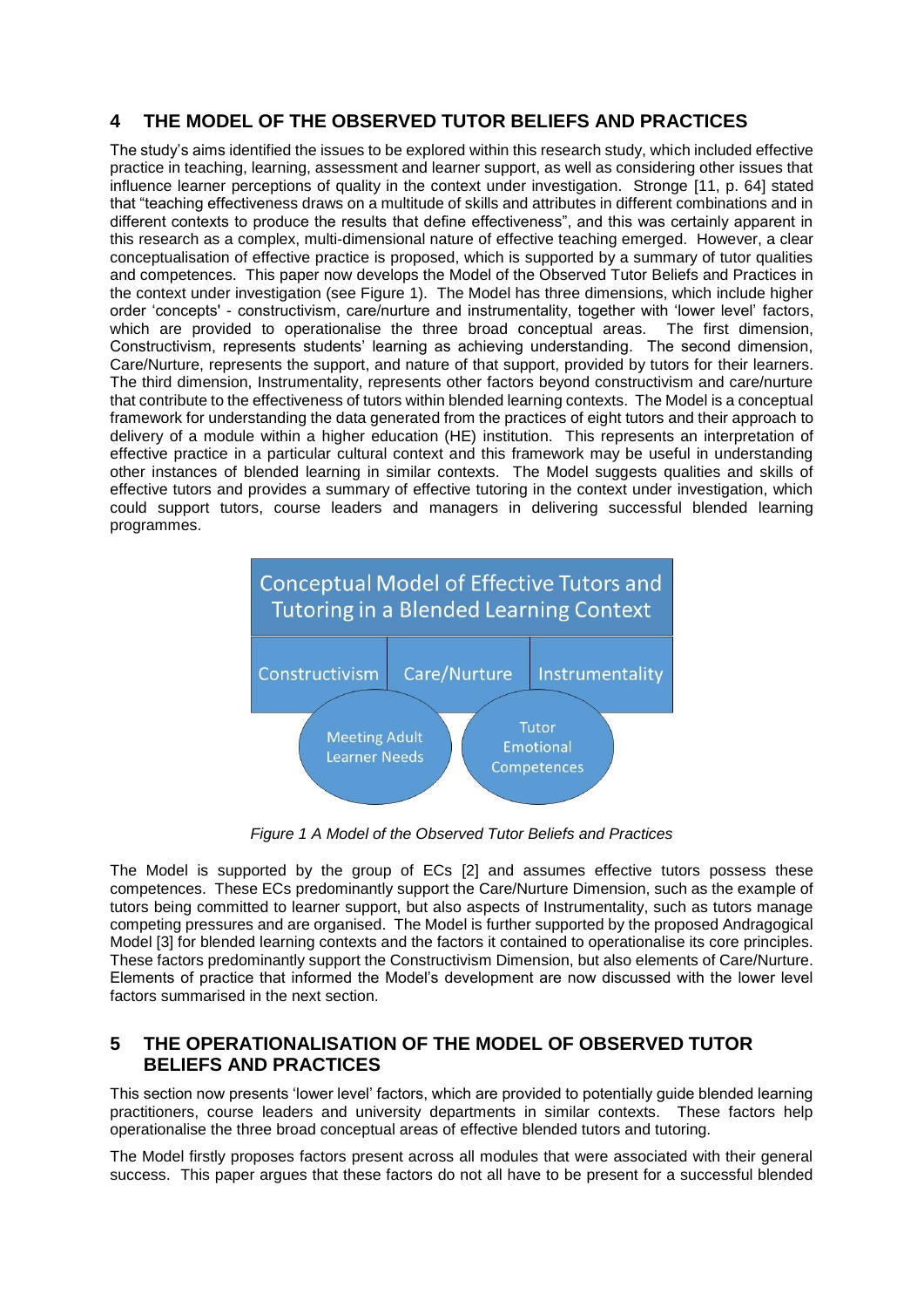## 4 THE MODEL OF THE OBSERVED TUTOR BELIEFS AND PRACTICES

The study's aims identified the issues to be explored within this research study, which included effective practice in teaching, learning, assessment and learner support, as well as considering other issues that influence learner perceptions of quality in the context under investigation. Stronge [11, p. 64] stated that "teaching effectiveness draws on a multitude of skills and attributes in different combinations and in different contexts to produce the results that define effectiveness", and this was certainly apparent in this research as a complex, multi-dimensional nature of effective teaching emerged. However, a clear conceptualisation of effective practice is proposed, which is supported by a summary of tutor qualities and competences. This paper now develops the Model of the Observed Tutor Beliefs and Practices in the context under investigation (see Figure 1). The Model has three dimensions, which include higher order 'concepts' - constructivism, care/nurture and instrumentality, together with 'lower level' factors, which are provided to operationalise the three broad conceptual areas. The first dimension, Constructivism, represents students' learning as achieving understanding. The second dimension, Care/Nurture, represents the support, and nature of that support, provided by tutors for their learners. The third dimension, Instrumentality, represents other factors beyond constructivism and care/nurture that contribute to the effectiveness of tutors within blended learning contexts. The Model is a conceptual framework for understanding the data generated from the practices of eight tutors and their approach to delivery of a module within a higher education (HE) institution. This represents an interpretation of effective practice in a particular cultural context and this framework may be useful in understanding other instances of blended learning in similar contexts. The Model suggests qualities and skills of effective tutors and provides a summary of effective tutoring in the context under investigation, which could support tutors, course leaders and managers in delivering successful blended learning programmes.

Conceptual Model of Effective Tutors and Tutoring in a Blended Learning Context

Constructivism | Care/Nurture | Instrumentality

Meeting Adult Learner Needs | Tutor Emotional Competences

*Figure 1 A Model of the Observed Tutor Beliefs and Practices*

The Model is supported by the group of ECs [2] and assumes effective tutors possess these competences. These ECs predominantly support the Care/Nurture Dimension, such as the example of tutors being committed to learner support, but also aspects of Instrumentality, such as tutors manage competing pressures and are organised. The Model is further supported by the proposed Andragogical Model [3] for blended learning contexts and the factors it contained to operationalise its core principles. These factors predominantly support the Constructivism Dimension, but also elements of Care/Nurture. Elements of practice that informed the Model's development are now discussed with the lower level factors summarised in the next section.

## 5 THE OPERATIONALISATION OF THE MODEL OF OBSERVED TUTOR BELIEFS AND PRACTICES

This section now presents 'lower level' factors, which are provided to potentially guide blended learning practitioners, course leaders and university departments in similar contexts. These factors help operationalise the three broad conceptual areas of effective blended tutors and tutoring.

The Model firstly proposes factors present across all modules that were associated with their general success. This paper argues that these factors do not all have to be present for a successful blended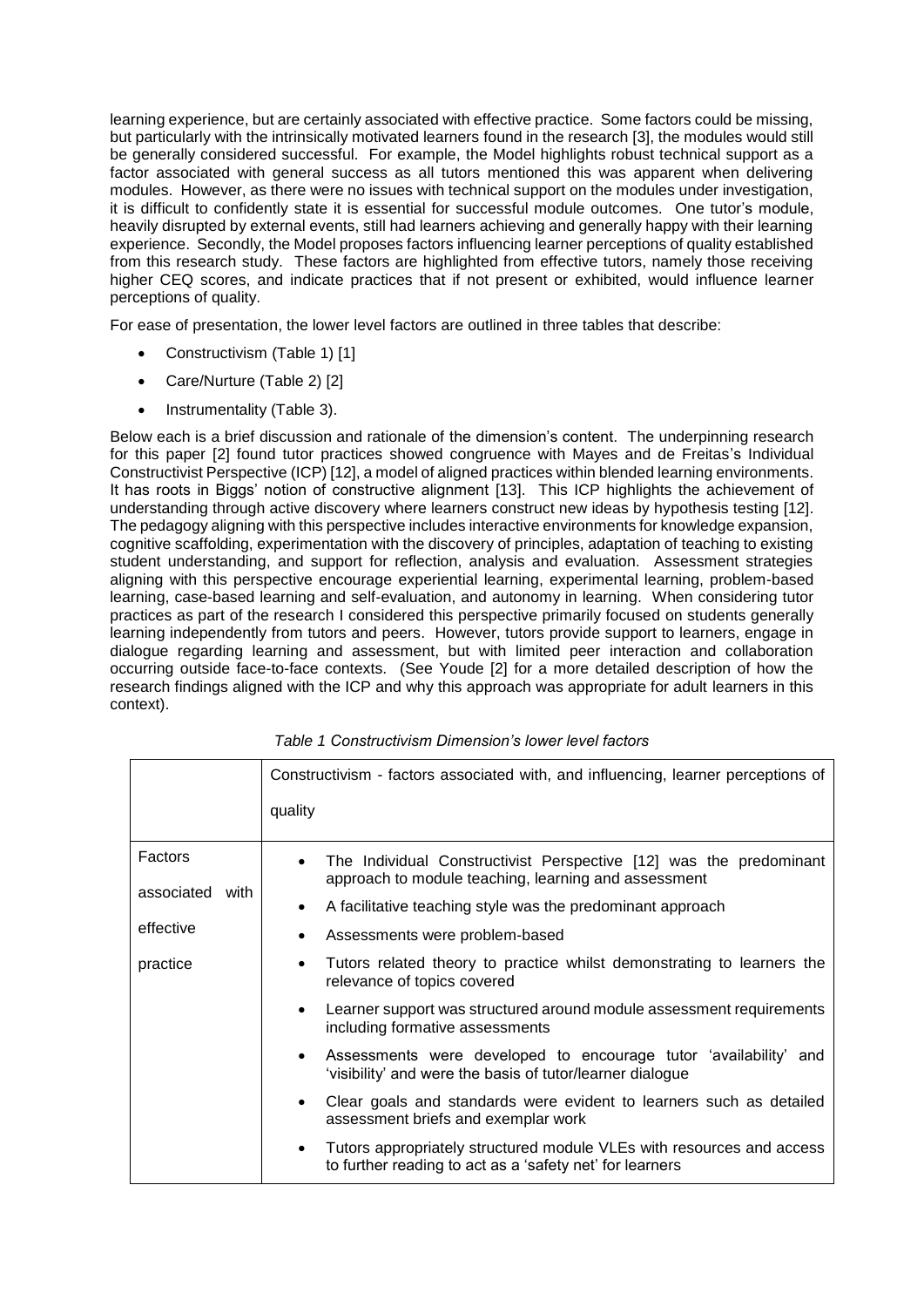learning experience, but are certainly associated with effective practice. Some factors could be missing, but particularly with the intrinsically motivated learners found in the research [3], the modules would still be generally considered successful. For example, the Model highlights robust technical support as a factor associated with general success as all tutors mentioned this was apparent when delivering modules. However, as there were no issues with technical support on the modules under investigation, it is difficult to confidently state it is essential for successful module outcomes. One tutor's module, heavily disrupted by external events, still had learners achieving and generally happy with their learning experience. Secondly, the Model proposes factors influencing learner perceptions of quality established from this research study. These factors are highlighted from effective tutors, namely those receiving higher CEQ scores, and indicate practices that if not present or exhibited, would influence learner perceptions of quality.

For ease of presentation, the lower level factors are outlined in three tables that describe:

- Constructivism (Table 1) [1]
- Care/Nurture (Table 2) [2]
- Instrumentality (Table 3).

Below each is a brief discussion and rationale of the dimension's content. The underpinning research for this paper [2] found tutor practices showed congruence with Mayes and de Freitas's Individual Constructivist Perspective (ICP) [12], a model of aligned practices within blended learning environments. It has roots in Biggs' notion of constructive alignment [13]. This ICP highlights the achievement of understanding through active discovery where learners construct new ideas by hypothesis testing [12]. The pedagogy aligning with this perspective includes interactive environments for knowledge expansion, cognitive scaffolding, experimentation with the discovery of principles, adaptation of teaching to existing student understanding, and support for reflection, analysis and evaluation. Assessment strategies aligning with this perspective encourage experiential learning, experimental learning, problem-based learning, case-based learning and self-evaluation, and autonomy in learning. When considering tutor practices as part of the research I considered this perspective primarily focused on students generally learning independently from tutors and peers. However, tutors provide support to learners, engage in dialogue regarding learning and assessment, but with limited peer interaction and collaboration occurring outside face-to-face contexts. (See Youde [2] for a more detailed description of how the research findings aligned with the ICP and why this approach was appropriate for adult learners in this context).

*Table 1 Constructivism Dimension's lower level factors*

| | Constructivism - factors associated with, and influencing, learner perceptions of quality |
|---|---|
| Factors associated with effective practice | • The Individual Constructivist Perspective [12] was the predominant approach to module teaching, learning and assessment<br>• A facilitative teaching style was the predominant approach<br>• Assessments were problem-based<br>• Tutors related theory to practice whilst demonstrating to learners the relevance of topics covered<br>• Learner support was structured around module assessment requirements including formative assessments<br>• Assessments were developed to encourage tutor 'availability' and 'visibility' and were the basis of tutor/learner dialogue<br>• Clear goals and standards were evident to learners such as detailed assessment briefs and exemplar work<br>• Tutors appropriately structured module VLEs with resources and access to further reading to act as a 'safety net' for learners |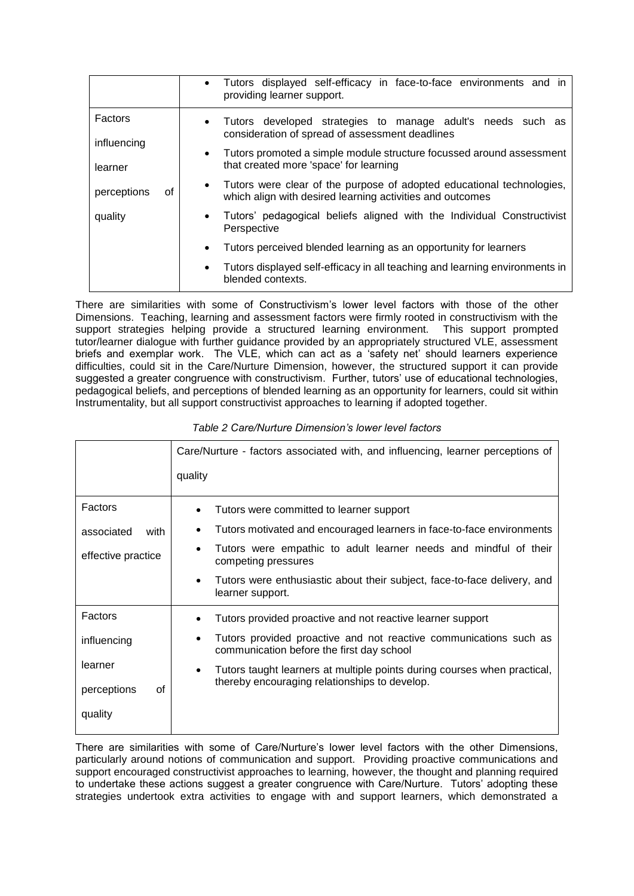| | |
|---|---|
| | • Tutors displayed self-efficacy in face-to-face environments and in providing learner support. |
| Factors influencing learner perceptions of quality | • Tutors developed strategies to manage adult's needs such as consideration of spread of assessment deadlines<br>• Tutors promoted a simple module structure focussed around assessment that created more 'space' for learning<br>• Tutors were clear of the purpose of adopted educational technologies, which align with desired learning activities and outcomes<br>• Tutors' pedagogical beliefs aligned with the Individual Constructivist Perspective<br>• Tutors perceived blended learning as an opportunity for learners<br>• Tutors displayed self-efficacy in all teaching and learning environments in blended contexts. |

There are similarities with some of Constructivism's lower level factors with those of the other Dimensions. Teaching, learning and assessment factors were firmly rooted in constructivism with the support strategies helping provide a structured learning environment. This support prompted tutor/learner dialogue with further guidance provided by an appropriately structured VLE, assessment briefs and exemplar work. The VLE, which can act as a 'safety net' should learners experience difficulties, could sit in the Care/Nurture Dimension, however, the structured support it can provide suggested a greater congruence with constructivism. Further, tutors' use of educational technologies, pedagogical beliefs, and perceptions of blended learning as an opportunity for learners, could sit within Instrumentality, but all support constructivist approaches to learning if adopted together.

*Table 2 Care/Nurture Dimension's lower level factors*

| | Care/Nurture - factors associated with, and influencing, learner perceptions of quality |
|---|---|
| Factors associated with effective practice | • Tutors were committed to learner support<br>• Tutors motivated and encouraged learners in face-to-face environments<br>• Tutors were empathic to adult learner needs and mindful of their competing pressures<br>• Tutors were enthusiastic about their subject, face-to-face delivery, and learner support. |
| Factors influencing learner perceptions of quality | • Tutors provided proactive and not reactive learner support<br>• Tutors provided proactive and not reactive communications such as communication before the first day school<br>• Tutors taught learners at multiple points during courses when practical, thereby encouraging relationships to develop. |

There are similarities with some of Care/Nurture's lower level factors with the other Dimensions, particularly around notions of communication and support. Providing proactive communications and support encouraged constructivist approaches to learning, however, the thought and planning required to undertake these actions suggest a greater congruence with Care/Nurture. Tutors' adopting these strategies undertook extra activities to engage with and support learners, which demonstrated a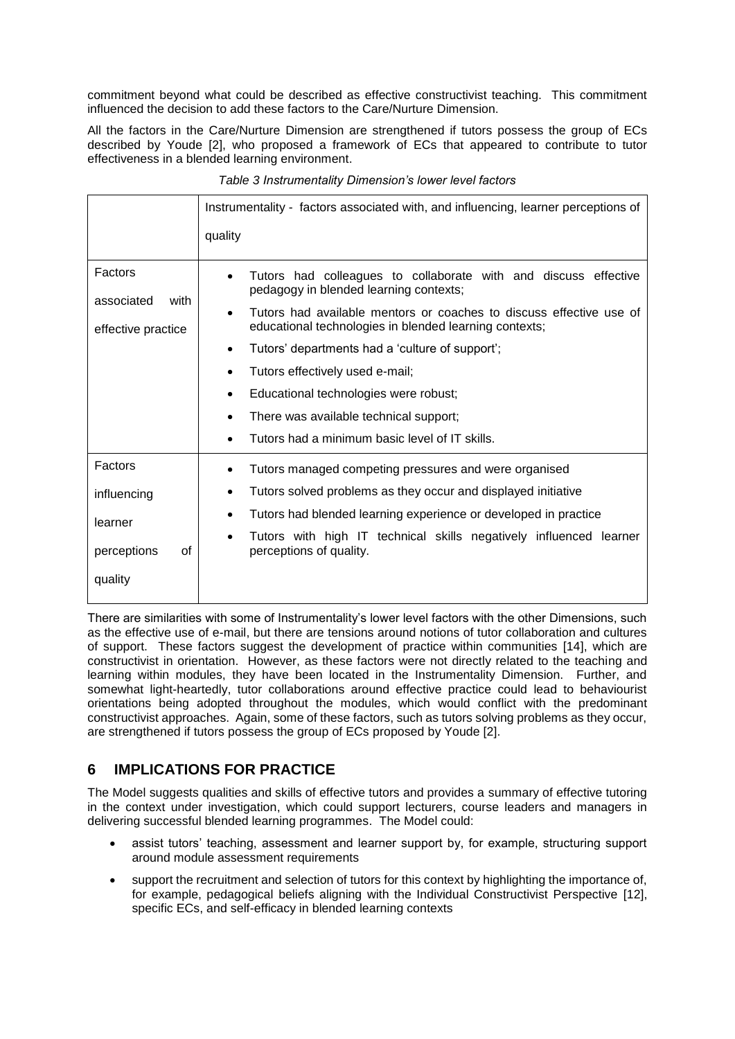commitment beyond what could be described as effective constructivist teaching. This commitment influenced the decision to add these factors to the Care/Nurture Dimension.

All the factors in the Care/Nurture Dimension are strengthened if tutors possess the group of ECs described by Youde [2], who proposed a framework of ECs that appeared to contribute to tutor effectiveness in a blended learning environment.

*Table 3 Instrumentality Dimension's lower level factors*

| | Instrumentality - factors associated with, and influencing, learner perceptions of quality |
|---|---|
| Factors associated with effective practice | • Tutors had colleagues to collaborate with and discuss effective pedagogy in blended learning contexts;<br>• Tutors had available mentors or coaches to discuss effective use of educational technologies in blended learning contexts;<br>• Tutors' departments had a 'culture of support';<br>• Tutors effectively used e-mail;<br>• Educational technologies were robust;<br>• There was available technical support;<br>• Tutors had a minimum basic level of IT skills. |
| Factors influencing learner perceptions of quality | • Tutors managed competing pressures and were organised<br>• Tutors solved problems as they occur and displayed initiative<br>• Tutors had blended learning experience or developed in practice<br>• Tutors with high IT technical skills negatively influenced learner perceptions of quality. |

There are similarities with some of Instrumentality's lower level factors with the other Dimensions, such as the effective use of e-mail, but there are tensions around notions of tutor collaboration and cultures of support. These factors suggest the development of practice within communities [14], which are constructivist in orientation. However, as these factors were not directly related to the teaching and learning within modules, they have been located in the Instrumentality Dimension. Further, and somewhat light-heartedly, tutor collaborations around effective practice could lead to behaviourist orientations being adopted throughout the modules, which would conflict with the predominant constructivist approaches. Again, some of these factors, such as tutors solving problems as they occur, are strengthened if tutors possess the group of ECs proposed by Youde [2].

## 6 IMPLICATIONS FOR PRACTICE

The Model suggests qualities and skills of effective tutors and provides a summary of effective tutoring in the context under investigation, which could support lecturers, course leaders and managers in delivering successful blended learning programmes. The Model could:

- assist tutors' teaching, assessment and learner support by, for example, structuring support around module assessment requirements
- support the recruitment and selection of tutors for this context by highlighting the importance of, for example, pedagogical beliefs aligning with the Individual Constructivist Perspective [12], specific ECs, and self-efficacy in blended learning contexts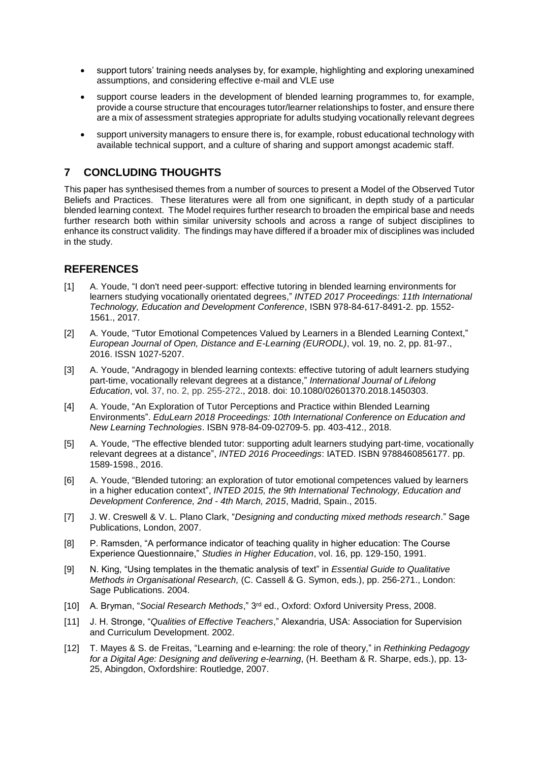- support tutors' training needs analyses by, for example, highlighting and exploring unexamined assumptions, and considering effective e-mail and VLE use
- support course leaders in the development of blended learning programmes to, for example, provide a course structure that encourages tutor/learner relationships to foster, and ensure there are a mix of assessment strategies appropriate for adults studying vocationally relevant degrees
- support university managers to ensure there is, for example, robust educational technology with available technical support, and a culture of sharing and support amongst academic staff.

## 7 CONCLUDING THOUGHTS

This paper has synthesised themes from a number of sources to present a Model of the Observed Tutor Beliefs and Practices. These literatures were all from one significant, in depth study of a particular blended learning context. The Model requires further research to broaden the empirical base and needs further research both within similar university schools and across a range of subject disciplines to enhance its construct validity. The findings may have differed if a broader mix of disciplines was included in the study.

## REFERENCES

[1] A. Youde, "I don't need peer-support: effective tutoring in blended learning environments for learners studying vocationally orientated degrees," *INTED 2017 Proceedings: 11th International Technology, Education and Development Conference*, ISBN 978-84-617-8491-2. pp. 1552-1561., 2017.

[2] A. Youde, "Tutor Emotional Competences Valued by Learners in a Blended Learning Context," *European Journal of Open, Distance and E-Learning (EURODL)*, vol. 19, no. 2, pp. 81-97., 2016. ISSN 1027-5207.

[3] A. Youde, "Andragogy in blended learning contexts: effective tutoring of adult learners studying part-time, vocationally relevant degrees at a distance," *International Journal of Lifelong Education*, vol. 37, no. 2, pp. 255-272., 2018. doi: 10.1080/02601370.2018.1450303.

[4] A. Youde, "An Exploration of Tutor Perceptions and Practice within Blended Learning Environments". *EduLearn 2018 Proceedings: 10th International Conference on Education and New Learning Technologies*. ISBN 978-84-09-02709-5. pp. 403-412., 2018.

[5] A. Youde, "The effective blended tutor: supporting adult learners studying part-time, vocationally relevant degrees at a distance", *INTED 2016 Proceedings*: IATED. ISBN 9788460856177. pp. 1589-1598., 2016.

[6] A. Youde, "Blended tutoring: an exploration of tutor emotional competences valued by learners in a higher education context", *INTED 2015, the 9th International Technology, Education and Development Conference, 2nd - 4th March, 2015*, Madrid, Spain., 2015.

[7] J. W. Creswell & V. L. Plano Clark, "*Designing and conducting mixed methods research*." Sage Publications, London, 2007.

[8] P. Ramsden, "A performance indicator of teaching quality in higher education: The Course Experience Questionnaire," *Studies in Higher Education*, vol. 16, pp. 129-150, 1991.

[9] N. King, "Using templates in the thematic analysis of text" in *Essential Guide to Qualitative Methods in Organisational Research,* (C. Cassell & G. Symon, eds.), pp. 256-271., London: Sage Publications. 2004.

[10] A. Bryman, "*Social Research Methods*," 3rd ed., Oxford: Oxford University Press, 2008.

[11] J. H. Stronge, "*Qualities of Effective Teachers*," Alexandria, USA: Association for Supervision and Curriculum Development. 2002.

[12] T. Mayes & S. de Freitas, "Learning and e-learning: the role of theory," in *Rethinking Pedagogy for a Digital Age: Designing and delivering e-learning*, (H. Beetham & R. Sharpe, eds.), pp. 13-25, Abingdon, Oxfordshire: Routledge, 2007.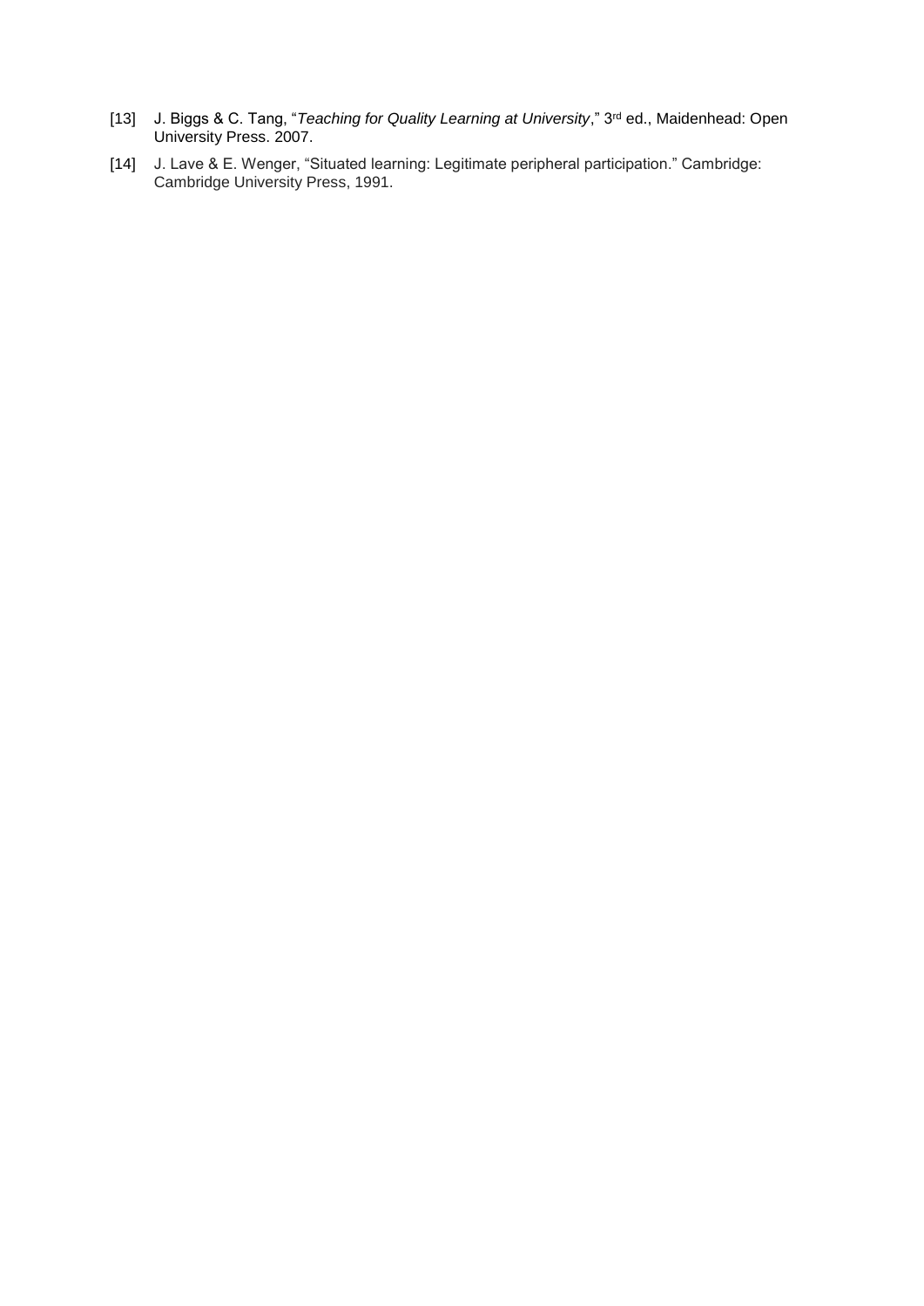[13] J. Biggs & C. Tang, "*Teaching for Quality Learning at University*," 3rd ed., Maidenhead: Open University Press. 2007.

[14] J. Lave & E. Wenger, "Situated learning: Legitimate peripheral participation." Cambridge: Cambridge University Press, 1991.